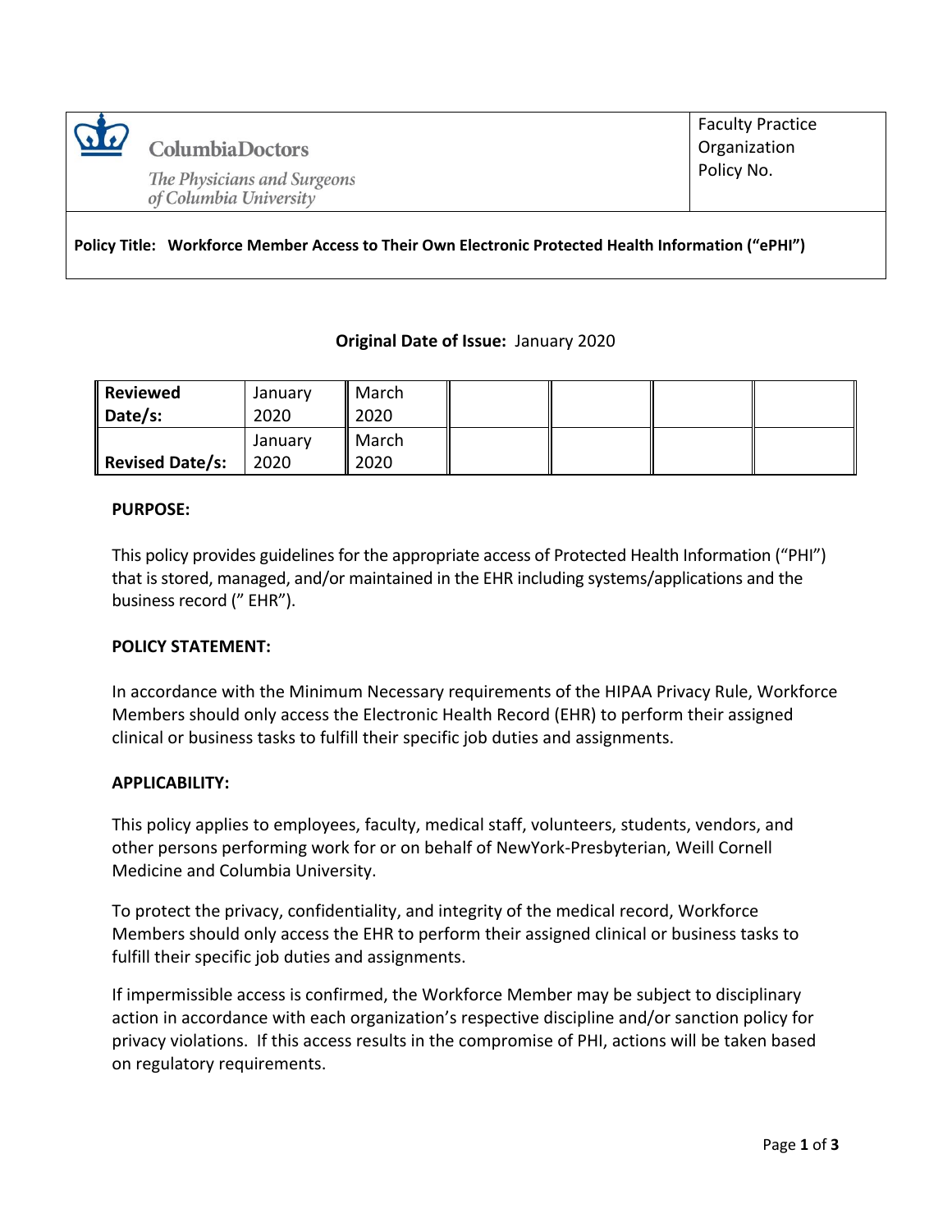| ColumbiaDoctors<br>*The Physicians and Surgeons of Columbia University* | Faculty Practice Organization Policy No. |
|---|---|

**Policy Title: Workforce Member Access to Their Own Electronic Protected Health Information ("ePHI")**

**Original Date of Issue:** January 2020

| **Reviewed Date/s:** | January 2020 | March 2020 | | | | |
|---|---|---|---|---|---|---|
| **Revised Date/s:** | January 2020 | March 2020 | | | | |

**PURPOSE:**

This policy provides guidelines for the appropriate access of Protected Health Information ("PHI") that is stored, managed, and/or maintained in the EHR including systems/applications and the business record (" EHR").

**POLICY STATEMENT:**

In accordance with the Minimum Necessary requirements of the HIPAA Privacy Rule, Workforce Members should only access the Electronic Health Record (EHR) to perform their assigned clinical or business tasks to fulfill their specific job duties and assignments.

**APPLICABILITY:**

This policy applies to employees, faculty, medical staff, volunteers, students, vendors, and other persons performing work for or on behalf of NewYork-Presbyterian, Weill Cornell Medicine and Columbia University.

To protect the privacy, confidentiality, and integrity of the medical record, Workforce Members should only access the EHR to perform their assigned clinical or business tasks to fulfill their specific job duties and assignments.

If impermissible access is confirmed, the Workforce Member may be subject to disciplinary action in accordance with each organization's respective discipline and/or sanction policy for privacy violations. If this access results in the compromise of PHI, actions will be taken based on regulatory requirements.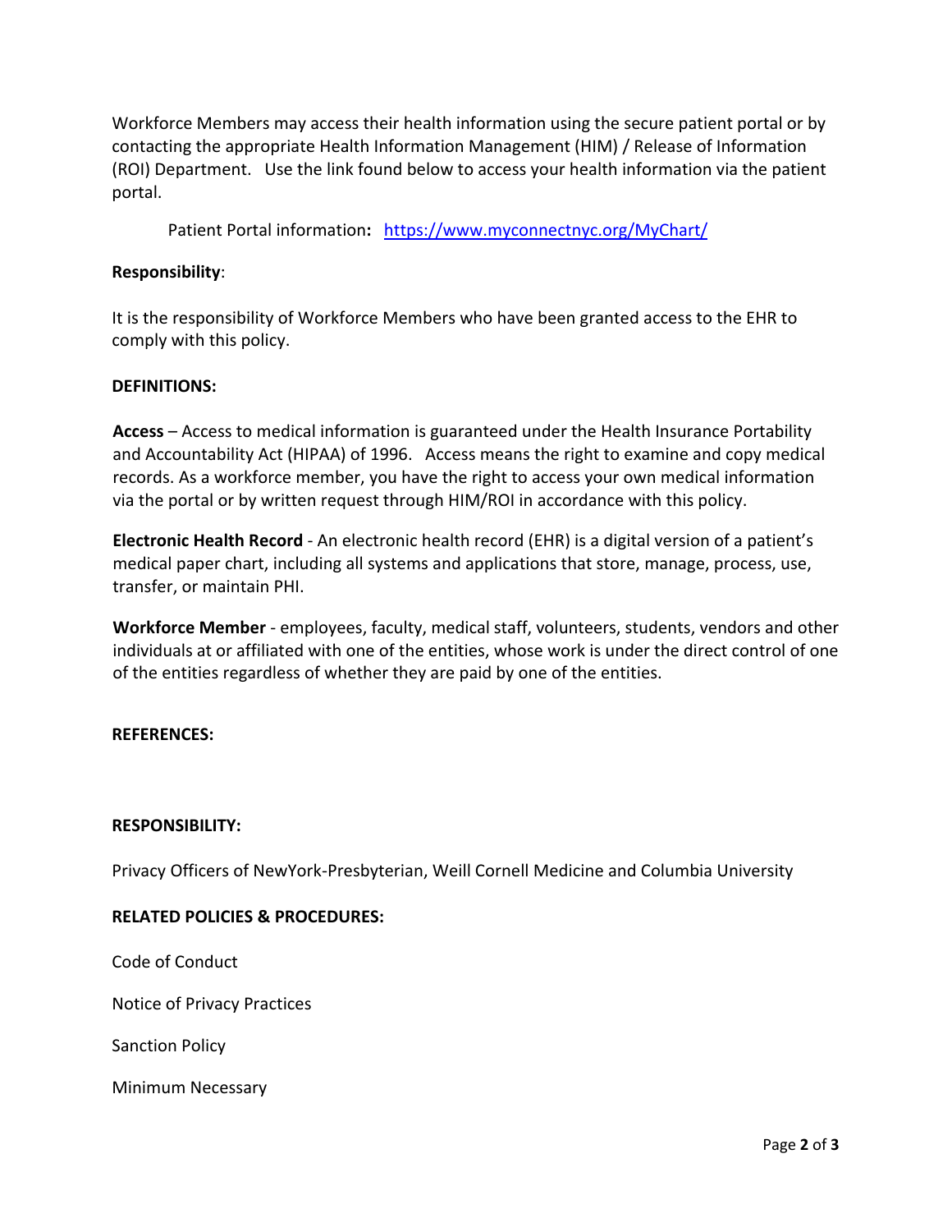Workforce Members may access their health information using the secure patient portal or by contacting the appropriate Health Information Management (HIM) / Release of Information (ROI) Department. Use the link found below to access your health information via the patient portal.

Patient Portal information**:** [https://www.myconnectnyc.org/MyChart/](https://www.myconnectnyc.org/MyChart/)

**Responsibility**:

It is the responsibility of Workforce Members who have been granted access to the EHR to comply with this policy.

**DEFINITIONS:**

**Access** – Access to medical information is guaranteed under the Health Insurance Portability and Accountability Act (HIPAA) of 1996. Access means the right to examine and copy medical records. As a workforce member, you have the right to access your own medical information via the portal or by written request through HIM/ROI in accordance with this policy.

**Electronic Health Record** - An electronic health record (EHR) is a digital version of a patient's medical paper chart, including all systems and applications that store, manage, process, use, transfer, or maintain PHI.

**Workforce Member** - employees, faculty, medical staff, volunteers, students, vendors and other individuals at or affiliated with one of the entities, whose work is under the direct control of one of the entities regardless of whether they are paid by one of the entities.

**REFERENCES:**

**RESPONSIBILITY:**

Privacy Officers of NewYork-Presbyterian, Weill Cornell Medicine and Columbia University

**RELATED POLICIES & PROCEDURES:**

Code of Conduct

Notice of Privacy Practices

Sanction Policy

Minimum Necessary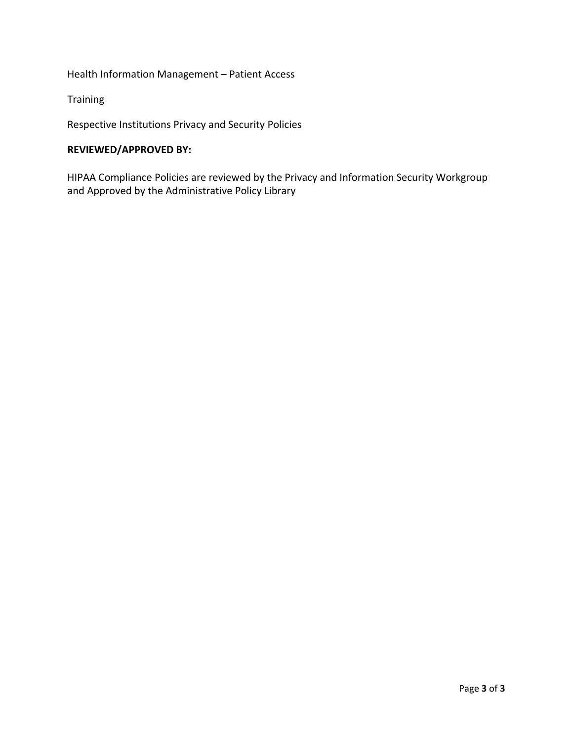Health Information Management – Patient Access

Training

Respective Institutions Privacy and Security Policies

**REVIEWED/APPROVED BY:**

HIPAA Compliance Policies are reviewed by the Privacy and Information Security Workgroup and Approved by the Administrative Policy Library